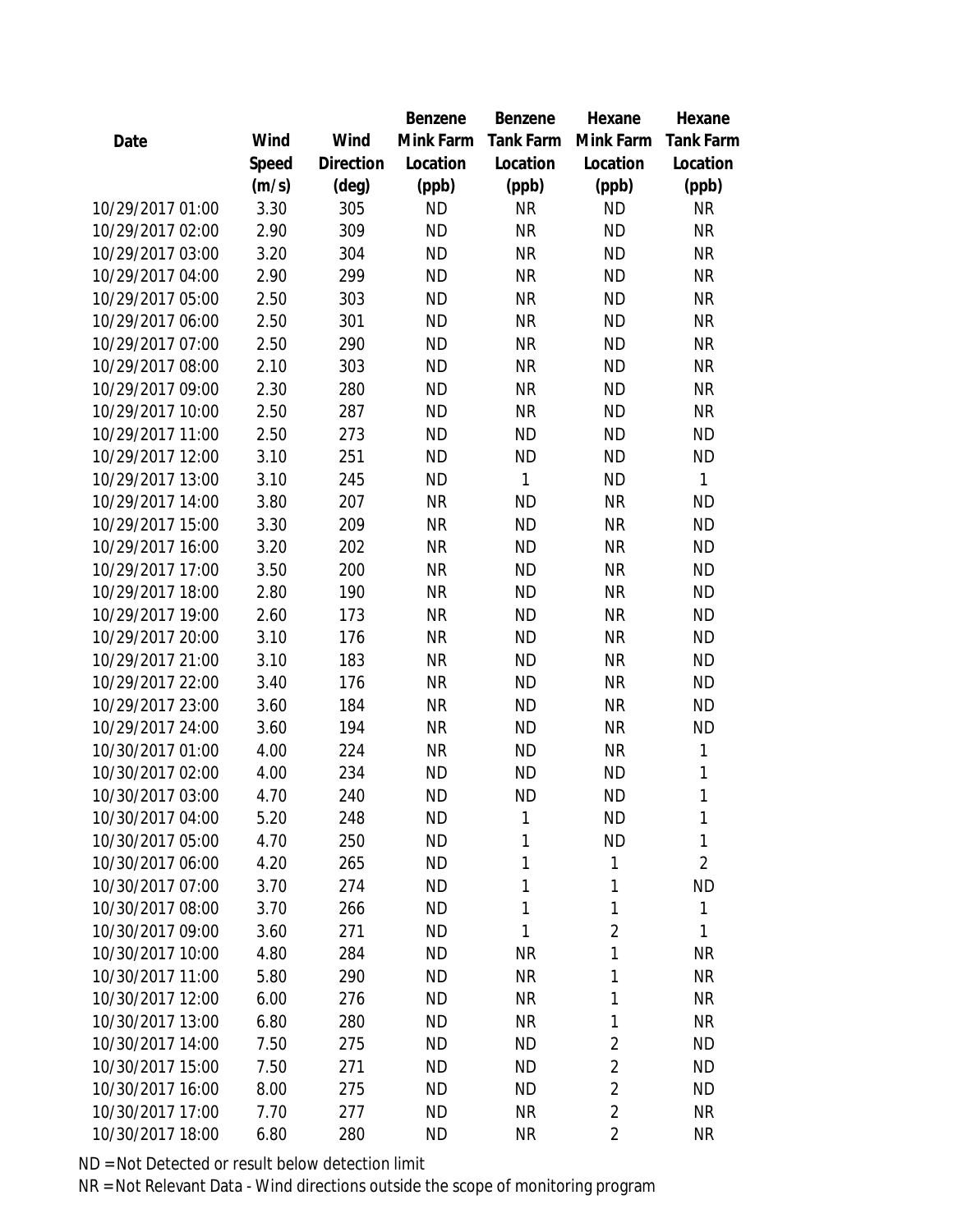| Date | Wind Speed (m/s) | Wind Direction (deg) | Benzene Mink Farm Location (ppb) | Benzene Tank Farm Location (ppb) | Hexane Mink Farm Location (ppb) | Hexane Tank Farm Location (ppb) |
|---|---|---|---|---|---|---|
| 10/29/2017 01:00 | 3.30 | 305 | ND | NR | ND | NR |
| 10/29/2017 02:00 | 2.90 | 309 | ND | NR | ND | NR |
| 10/29/2017 03:00 | 3.20 | 304 | ND | NR | ND | NR |
| 10/29/2017 04:00 | 2.90 | 299 | ND | NR | ND | NR |
| 10/29/2017 05:00 | 2.50 | 303 | ND | NR | ND | NR |
| 10/29/2017 06:00 | 2.50 | 301 | ND | NR | ND | NR |
| 10/29/2017 07:00 | 2.50 | 290 | ND | NR | ND | NR |
| 10/29/2017 08:00 | 2.10 | 303 | ND | NR | ND | NR |
| 10/29/2017 09:00 | 2.30 | 280 | ND | NR | ND | NR |
| 10/29/2017 10:00 | 2.50 | 287 | ND | NR | ND | NR |
| 10/29/2017 11:00 | 2.50 | 273 | ND | ND | ND | ND |
| 10/29/2017 12:00 | 3.10 | 251 | ND | ND | ND | ND |
| 10/29/2017 13:00 | 3.10 | 245 | ND | 1 | ND | 1 |
| 10/29/2017 14:00 | 3.80 | 207 | NR | ND | NR | ND |
| 10/29/2017 15:00 | 3.30 | 209 | NR | ND | NR | ND |
| 10/29/2017 16:00 | 3.20 | 202 | NR | ND | NR | ND |
| 10/29/2017 17:00 | 3.50 | 200 | NR | ND | NR | ND |
| 10/29/2017 18:00 | 2.80 | 190 | NR | ND | NR | ND |
| 10/29/2017 19:00 | 2.60 | 173 | NR | ND | NR | ND |
| 10/29/2017 20:00 | 3.10 | 176 | NR | ND | NR | ND |
| 10/29/2017 21:00 | 3.10 | 183 | NR | ND | NR | ND |
| 10/29/2017 22:00 | 3.40 | 176 | NR | ND | NR | ND |
| 10/29/2017 23:00 | 3.60 | 184 | NR | ND | NR | ND |
| 10/29/2017 24:00 | 3.60 | 194 | NR | ND | NR | ND |
| 10/30/2017 01:00 | 4.00 | 224 | NR | ND | NR | 1 |
| 10/30/2017 02:00 | 4.00 | 234 | ND | ND | ND | 1 |
| 10/30/2017 03:00 | 4.70 | 240 | ND | ND | ND | 1 |
| 10/30/2017 04:00 | 5.20 | 248 | ND | 1 | ND | 1 |
| 10/30/2017 05:00 | 4.70 | 250 | ND | 1 | ND | 1 |
| 10/30/2017 06:00 | 4.20 | 265 | ND | 1 | 1 | 2 |
| 10/30/2017 07:00 | 3.70 | 274 | ND | 1 | 1 | ND |
| 10/30/2017 08:00 | 3.70 | 266 | ND | 1 | 1 | 1 |
| 10/30/2017 09:00 | 3.60 | 271 | ND | 1 | 2 | 1 |
| 10/30/2017 10:00 | 4.80 | 284 | ND | NR | 1 | NR |
| 10/30/2017 11:00 | 5.80 | 290 | ND | NR | 1 | NR |
| 10/30/2017 12:00 | 6.00 | 276 | ND | NR | 1 | NR |
| 10/30/2017 13:00 | 6.80 | 280 | ND | NR | 1 | NR |
| 10/30/2017 14:00 | 7.50 | 275 | ND | ND | 2 | ND |
| 10/30/2017 15:00 | 7.50 | 271 | ND | ND | 2 | ND |
| 10/30/2017 16:00 | 8.00 | 275 | ND | ND | 2 | ND |
| 10/30/2017 17:00 | 7.70 | 277 | ND | NR | 2 | NR |
| 10/30/2017 18:00 | 6.80 | 280 | ND | NR | 2 | NR |

ND = Not Detected or result below detection limit

NR = Not Relevant Data - Wind directions outside the scope of monitoring program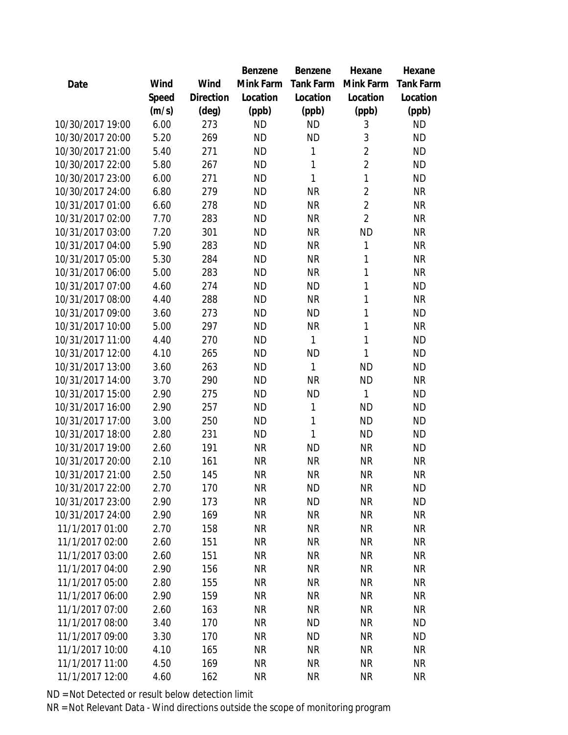| Date | Wind Speed (m/s) | Wind Direction (deg) | Benzene Mink Farm Location (ppb) | Benzene Tank Farm Location (ppb) | Hexane Mink Farm Location (ppb) | Hexane Tank Farm Location (ppb) |
|---|---|---|---|---|---|---|
| 10/30/2017 19:00 | 6.00 | 273 | ND | ND | 3 | ND |
| 10/30/2017 20:00 | 5.20 | 269 | ND | ND | 3 | ND |
| 10/30/2017 21:00 | 5.40 | 271 | ND | 1 | 2 | ND |
| 10/30/2017 22:00 | 5.80 | 267 | ND | 1 | 2 | ND |
| 10/30/2017 23:00 | 6.00 | 271 | ND | 1 | 1 | ND |
| 10/30/2017 24:00 | 6.80 | 279 | ND | NR | 2 | NR |
| 10/31/2017 01:00 | 6.60 | 278 | ND | NR | 2 | NR |
| 10/31/2017 02:00 | 7.70 | 283 | ND | NR | 2 | NR |
| 10/31/2017 03:00 | 7.20 | 301 | ND | NR | ND | NR |
| 10/31/2017 04:00 | 5.90 | 283 | ND | NR | 1 | NR |
| 10/31/2017 05:00 | 5.30 | 284 | ND | NR | 1 | NR |
| 10/31/2017 06:00 | 5.00 | 283 | ND | NR | 1 | NR |
| 10/31/2017 07:00 | 4.60 | 274 | ND | ND | 1 | ND |
| 10/31/2017 08:00 | 4.40 | 288 | ND | NR | 1 | NR |
| 10/31/2017 09:00 | 3.60 | 273 | ND | ND | 1 | ND |
| 10/31/2017 10:00 | 5.00 | 297 | ND | NR | 1 | NR |
| 10/31/2017 11:00 | 4.40 | 270 | ND | 1 | 1 | ND |
| 10/31/2017 12:00 | 4.10 | 265 | ND | ND | 1 | ND |
| 10/31/2017 13:00 | 3.60 | 263 | ND | 1 | ND | ND |
| 10/31/2017 14:00 | 3.70 | 290 | ND | NR | ND | NR |
| 10/31/2017 15:00 | 2.90 | 275 | ND | ND | 1 | ND |
| 10/31/2017 16:00 | 2.90 | 257 | ND | 1 | ND | ND |
| 10/31/2017 17:00 | 3.00 | 250 | ND | 1 | ND | ND |
| 10/31/2017 18:00 | 2.80 | 231 | ND | 1 | ND | ND |
| 10/31/2017 19:00 | 2.60 | 191 | NR | ND | NR | ND |
| 10/31/2017 20:00 | 2.10 | 161 | NR | NR | NR | NR |
| 10/31/2017 21:00 | 2.50 | 145 | NR | NR | NR | NR |
| 10/31/2017 22:00 | 2.70 | 170 | NR | ND | NR | ND |
| 10/31/2017 23:00 | 2.90 | 173 | NR | ND | NR | ND |
| 10/31/2017 24:00 | 2.90 | 169 | NR | NR | NR | NR |
| 11/1/2017 01:00 | 2.70 | 158 | NR | NR | NR | NR |
| 11/1/2017 02:00 | 2.60 | 151 | NR | NR | NR | NR |
| 11/1/2017 03:00 | 2.60 | 151 | NR | NR | NR | NR |
| 11/1/2017 04:00 | 2.90 | 156 | NR | NR | NR | NR |
| 11/1/2017 05:00 | 2.80 | 155 | NR | NR | NR | NR |
| 11/1/2017 06:00 | 2.90 | 159 | NR | NR | NR | NR |
| 11/1/2017 07:00 | 2.60 | 163 | NR | NR | NR | NR |
| 11/1/2017 08:00 | 3.40 | 170 | NR | ND | NR | ND |
| 11/1/2017 09:00 | 3.30 | 170 | NR | ND | NR | ND |
| 11/1/2017 10:00 | 4.10 | 165 | NR | NR | NR | NR |
| 11/1/2017 11:00 | 4.50 | 169 | NR | NR | NR | NR |
| 11/1/2017 12:00 | 4.60 | 162 | NR | NR | NR | NR |

ND = Not Detected or result below detection limit

NR = Not Relevant Data - Wind directions outside the scope of monitoring program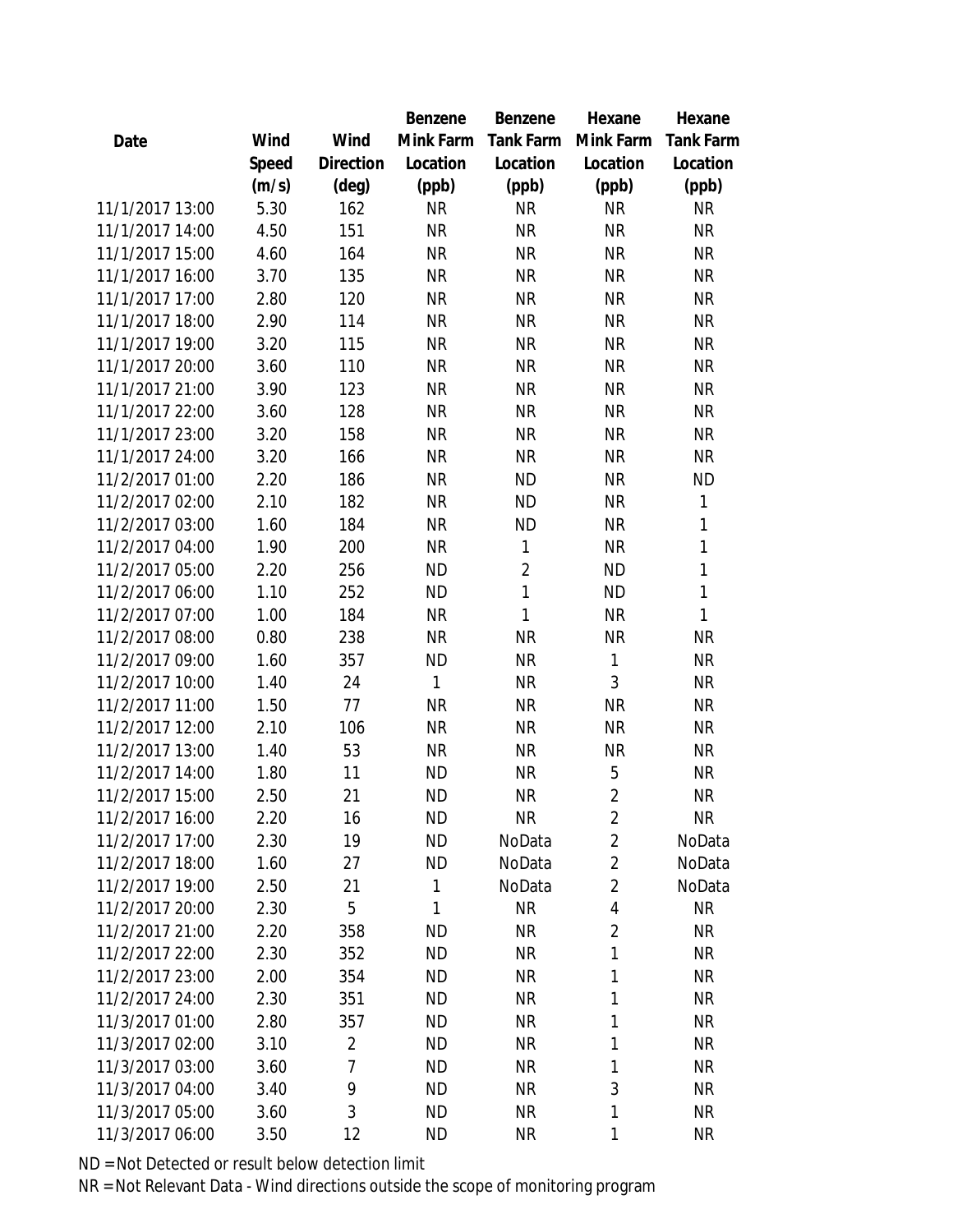| Date | Wind Speed (m/s) | Wind Direction (deg) | Benzene Mink Farm Location (ppb) | Benzene Tank Farm Location (ppb) | Hexane Mink Farm Location (ppb) | Hexane Tank Farm Location (ppb) |
|---|---|---|---|---|---|---|
| 11/1/2017 13:00 | 5.30 | 162 | NR | NR | NR | NR |
| 11/1/2017 14:00 | 4.50 | 151 | NR | NR | NR | NR |
| 11/1/2017 15:00 | 4.60 | 164 | NR | NR | NR | NR |
| 11/1/2017 16:00 | 3.70 | 135 | NR | NR | NR | NR |
| 11/1/2017 17:00 | 2.80 | 120 | NR | NR | NR | NR |
| 11/1/2017 18:00 | 2.90 | 114 | NR | NR | NR | NR |
| 11/1/2017 19:00 | 3.20 | 115 | NR | NR | NR | NR |
| 11/1/2017 20:00 | 3.60 | 110 | NR | NR | NR | NR |
| 11/1/2017 21:00 | 3.90 | 123 | NR | NR | NR | NR |
| 11/1/2017 22:00 | 3.60 | 128 | NR | NR | NR | NR |
| 11/1/2017 23:00 | 3.20 | 158 | NR | NR | NR | NR |
| 11/1/2017 24:00 | 3.20 | 166 | NR | NR | NR | NR |
| 11/2/2017 01:00 | 2.20 | 186 | NR | ND | NR | ND |
| 11/2/2017 02:00 | 2.10 | 182 | NR | ND | NR | 1 |
| 11/2/2017 03:00 | 1.60 | 184 | NR | ND | NR | 1 |
| 11/2/2017 04:00 | 1.90 | 200 | NR | 1 | NR | 1 |
| 11/2/2017 05:00 | 2.20 | 256 | ND | 2 | ND | 1 |
| 11/2/2017 06:00 | 1.10 | 252 | ND | 1 | ND | 1 |
| 11/2/2017 07:00 | 1.00 | 184 | NR | 1 | NR | 1 |
| 11/2/2017 08:00 | 0.80 | 238 | NR | NR | NR | NR |
| 11/2/2017 09:00 | 1.60 | 357 | ND | NR | 1 | NR |
| 11/2/2017 10:00 | 1.40 | 24 | 1 | NR | 3 | NR |
| 11/2/2017 11:00 | 1.50 | 77 | NR | NR | NR | NR |
| 11/2/2017 12:00 | 2.10 | 106 | NR | NR | NR | NR |
| 11/2/2017 13:00 | 1.40 | 53 | NR | NR | NR | NR |
| 11/2/2017 14:00 | 1.80 | 11 | ND | NR | 5 | NR |
| 11/2/2017 15:00 | 2.50 | 21 | ND | NR | 2 | NR |
| 11/2/2017 16:00 | 2.20 | 16 | ND | NR | 2 | NR |
| 11/2/2017 17:00 | 2.30 | 19 | ND | NoData | 2 | NoData |
| 11/2/2017 18:00 | 1.60 | 27 | ND | NoData | 2 | NoData |
| 11/2/2017 19:00 | 2.50 | 21 | 1 | NoData | 2 | NoData |
| 11/2/2017 20:00 | 2.30 | 5 | 1 | NR | 4 | NR |
| 11/2/2017 21:00 | 2.20 | 358 | ND | NR | 2 | NR |
| 11/2/2017 22:00 | 2.30 | 352 | ND | NR | 1 | NR |
| 11/2/2017 23:00 | 2.00 | 354 | ND | NR | 1 | NR |
| 11/2/2017 24:00 | 2.30 | 351 | ND | NR | 1 | NR |
| 11/3/2017 01:00 | 2.80 | 357 | ND | NR | 1 | NR |
| 11/3/2017 02:00 | 3.10 | 2 | ND | NR | 1 | NR |
| 11/3/2017 03:00 | 3.60 | 7 | ND | NR | 1 | NR |
| 11/3/2017 04:00 | 3.40 | 9 | ND | NR | 3 | NR |
| 11/3/2017 05:00 | 3.60 | 3 | ND | NR | 1 | NR |
| 11/3/2017 06:00 | 3.50 | 12 | ND | NR | 1 | NR |

ND = Not Detected or result below detection limit

NR = Not Relevant Data - Wind directions outside the scope of monitoring program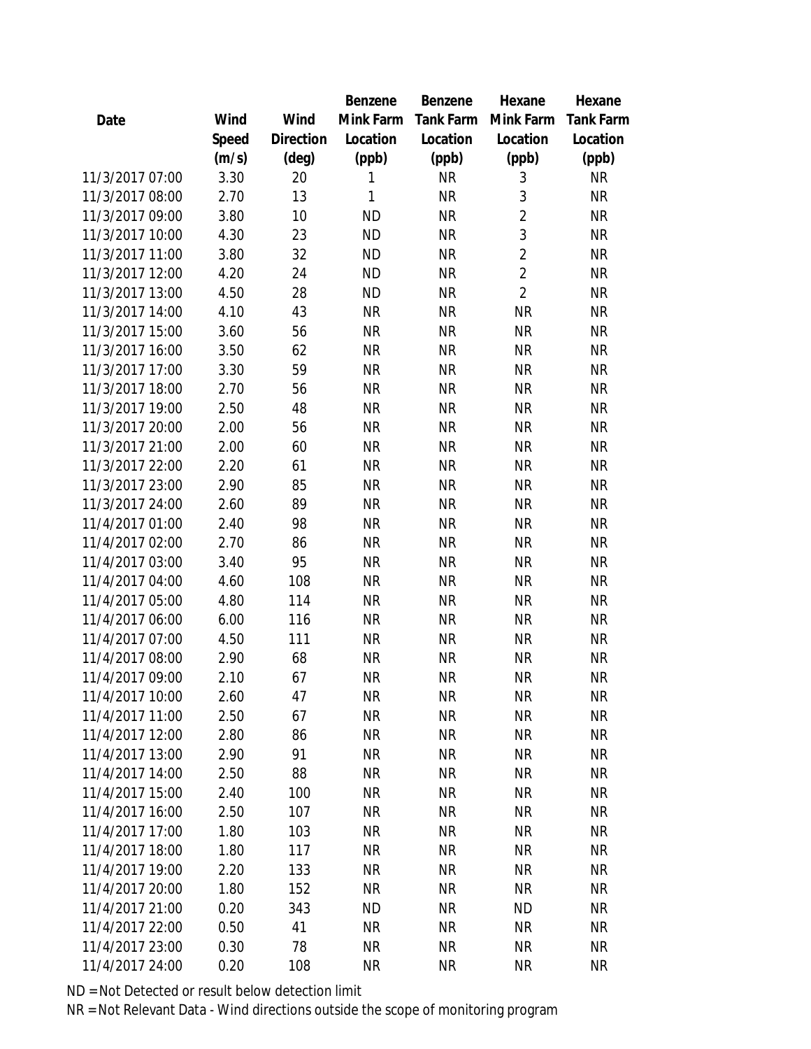| Date | Wind Speed (m/s) | Wind Direction (deg) | Benzene Mink Farm Location (ppb) | Benzene Tank Farm Location (ppb) | Hexane Mink Farm Location (ppb) | Hexane Tank Farm Location (ppb) |
|---|---|---|---|---|---|---|
| 11/3/2017 07:00 | 3.30 | 20 | 1 | NR | 3 | NR |
| 11/3/2017 08:00 | 2.70 | 13 | 1 | NR | 3 | NR |
| 11/3/2017 09:00 | 3.80 | 10 | ND | NR | 2 | NR |
| 11/3/2017 10:00 | 4.30 | 23 | ND | NR | 3 | NR |
| 11/3/2017 11:00 | 3.80 | 32 | ND | NR | 2 | NR |
| 11/3/2017 12:00 | 4.20 | 24 | ND | NR | 2 | NR |
| 11/3/2017 13:00 | 4.50 | 28 | ND | NR | 2 | NR |
| 11/3/2017 14:00 | 4.10 | 43 | NR | NR | NR | NR |
| 11/3/2017 15:00 | 3.60 | 56 | NR | NR | NR | NR |
| 11/3/2017 16:00 | 3.50 | 62 | NR | NR | NR | NR |
| 11/3/2017 17:00 | 3.30 | 59 | NR | NR | NR | NR |
| 11/3/2017 18:00 | 2.70 | 56 | NR | NR | NR | NR |
| 11/3/2017 19:00 | 2.50 | 48 | NR | NR | NR | NR |
| 11/3/2017 20:00 | 2.00 | 56 | NR | NR | NR | NR |
| 11/3/2017 21:00 | 2.00 | 60 | NR | NR | NR | NR |
| 11/3/2017 22:00 | 2.20 | 61 | NR | NR | NR | NR |
| 11/3/2017 23:00 | 2.90 | 85 | NR | NR | NR | NR |
| 11/3/2017 24:00 | 2.60 | 89 | NR | NR | NR | NR |
| 11/4/2017 01:00 | 2.40 | 98 | NR | NR | NR | NR |
| 11/4/2017 02:00 | 2.70 | 86 | NR | NR | NR | NR |
| 11/4/2017 03:00 | 3.40 | 95 | NR | NR | NR | NR |
| 11/4/2017 04:00 | 4.60 | 108 | NR | NR | NR | NR |
| 11/4/2017 05:00 | 4.80 | 114 | NR | NR | NR | NR |
| 11/4/2017 06:00 | 6.00 | 116 | NR | NR | NR | NR |
| 11/4/2017 07:00 | 4.50 | 111 | NR | NR | NR | NR |
| 11/4/2017 08:00 | 2.90 | 68 | NR | NR | NR | NR |
| 11/4/2017 09:00 | 2.10 | 67 | NR | NR | NR | NR |
| 11/4/2017 10:00 | 2.60 | 47 | NR | NR | NR | NR |
| 11/4/2017 11:00 | 2.50 | 67 | NR | NR | NR | NR |
| 11/4/2017 12:00 | 2.80 | 86 | NR | NR | NR | NR |
| 11/4/2017 13:00 | 2.90 | 91 | NR | NR | NR | NR |
| 11/4/2017 14:00 | 2.50 | 88 | NR | NR | NR | NR |
| 11/4/2017 15:00 | 2.40 | 100 | NR | NR | NR | NR |
| 11/4/2017 16:00 | 2.50 | 107 | NR | NR | NR | NR |
| 11/4/2017 17:00 | 1.80 | 103 | NR | NR | NR | NR |
| 11/4/2017 18:00 | 1.80 | 117 | NR | NR | NR | NR |
| 11/4/2017 19:00 | 2.20 | 133 | NR | NR | NR | NR |
| 11/4/2017 20:00 | 1.80 | 152 | NR | NR | NR | NR |
| 11/4/2017 21:00 | 0.20 | 343 | ND | NR | ND | NR |
| 11/4/2017 22:00 | 0.50 | 41 | NR | NR | NR | NR |
| 11/4/2017 23:00 | 0.30 | 78 | NR | NR | NR | NR |
| 11/4/2017 24:00 | 0.20 | 108 | NR | NR | NR | NR |

ND = Not Detected or result below detection limit

NR = Not Relevant Data - Wind directions outside the scope of monitoring program